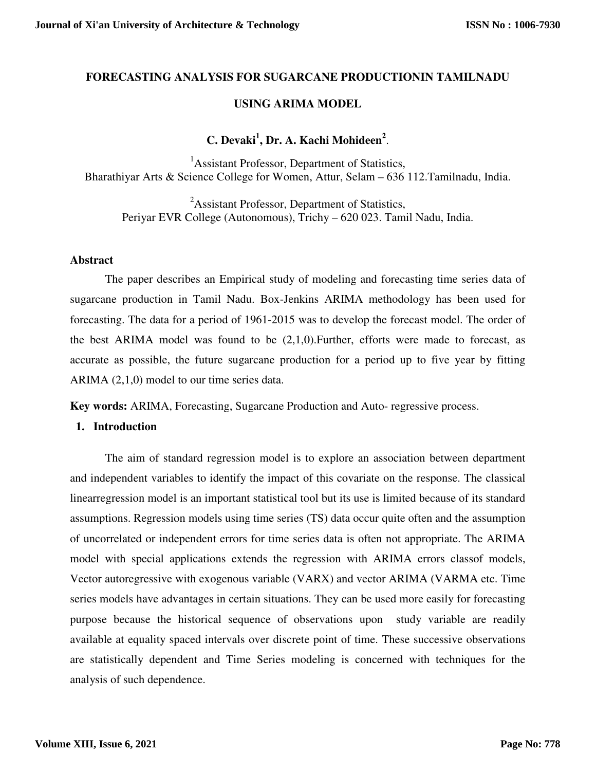# FORECASTING ANALYSIS FOR SUGARCANE PRODUCTIONIN TAMILNADU USING ARIMA MODEL

**C. Devaki[1], Dr. A. Kachi Mohideen[2].**

[1]Assistant Professor, Department of Statistics,
Bharathiyar Arts & Science College for Women, Attur, Selam – 636 112.Tamilnadu, India.

[2]Assistant Professor, Department of Statistics,
Periyar EVR College (Autonomous), Trichy – 620 023. Tamil Nadu, India.

## Abstract

The paper describes an Empirical study of modeling and forecasting time series data of sugarcane production in Tamil Nadu. Box-Jenkins ARIMA methodology has been used for forecasting. The data for a period of 1961-2015 was to develop the forecast model. The order of the best ARIMA model was found to be (2,1,0).Further, efforts were made to forecast, as accurate as possible, the future sugarcane production for a period up to five year by fitting ARIMA (2,1,0) model to our time series data.

**Key words:** ARIMA, Forecasting, Sugarcane Production and Auto- regressive process.

## 1. Introduction

The aim of standard regression model is to explore an association between department and independent variables to identify the impact of this covariate on the response. The classical linearregression model is an important statistical tool but its use is limited because of its standard assumptions. Regression models using time series (TS) data occur quite often and the assumption of uncorrelated or independent errors for time series data is often not appropriate. The ARIMA model with special applications extends the regression with ARIMA errors classof models, Vector autoregressive with exogenous variable (VARX) and vector ARIMA (VARMA etc. Time series models have advantages in certain situations. They can be used more easily for forecasting purpose because the historical sequence of observations upon study variable are readily available at equality spaced intervals over discrete point of time. These successive observations are statistically dependent and Time Series modeling is concerned with techniques for the analysis of such dependence.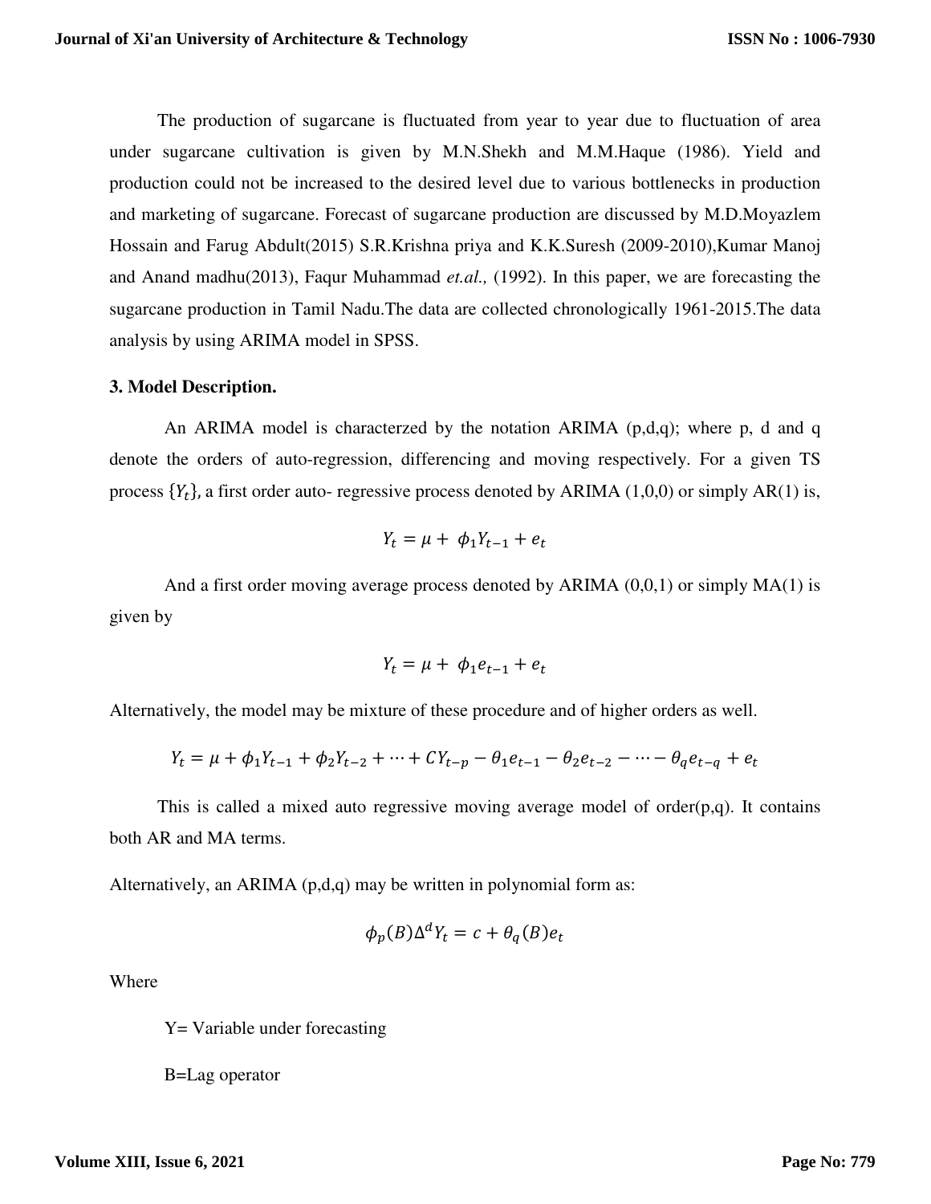The production of sugarcane is fluctuated from year to year due to fluctuation of area under sugarcane cultivation is given by M.N.Shekh and M.M.Haque (1986). Yield and production could not be increased to the desired level due to various bottlenecks in production and marketing of sugarcane. Forecast of sugarcane production are discussed by M.D.Moyazlem Hossain and Farug Abdult(2015) S.R.Krishna priya and K.K.Suresh (2009-2010),Kumar Manoj and Anand madhu(2013), Faqur Muhammad *et.al.,* (1992). In this paper, we are forecasting the sugarcane production in Tamil Nadu.The data are collected chronologically 1961-2015.The data analysis by using ARIMA model in SPSS.

### 3. Model Description.

An ARIMA model is characterzed by the notation ARIMA (p,d,q); where p, d and q denote the orders of auto-regression, differencing and moving respectively. For a given TS process $\{Y_t\}$, a first order auto- regressive process denoted by ARIMA (1,0,0) or simply AR(1) is,

$$Y_t = \mu + \phi_1 Y_{t-1} + e_t$$

And a first order moving average process denoted by ARIMA (0,0,1) or simply MA(1) is given by

$$Y_t = \mu + \phi_1 e_{t-1} + e_t$$

Alternatively, the model may be mixture of these procedure and of higher orders as well.

$$Y_t = \mu + \phi_1 Y_{t-1} + \phi_2 Y_{t-2} + \cdots + C Y_{t-p} - \theta_1 e_{t-1} - \theta_2 e_{t-2} - \cdots - \theta_q e_{t-q} + e_t$$

This is called a mixed auto regressive moving average model of order(p,q). It contains both AR and MA terms.

Alternatively, an ARIMA (p,d,q) may be written in polynomial form as:

$$\phi_p(B)\Delta^d Y_t = c + \theta_q(B)e_t$$

Where

Y= Variable under forecasting

B=Lag operator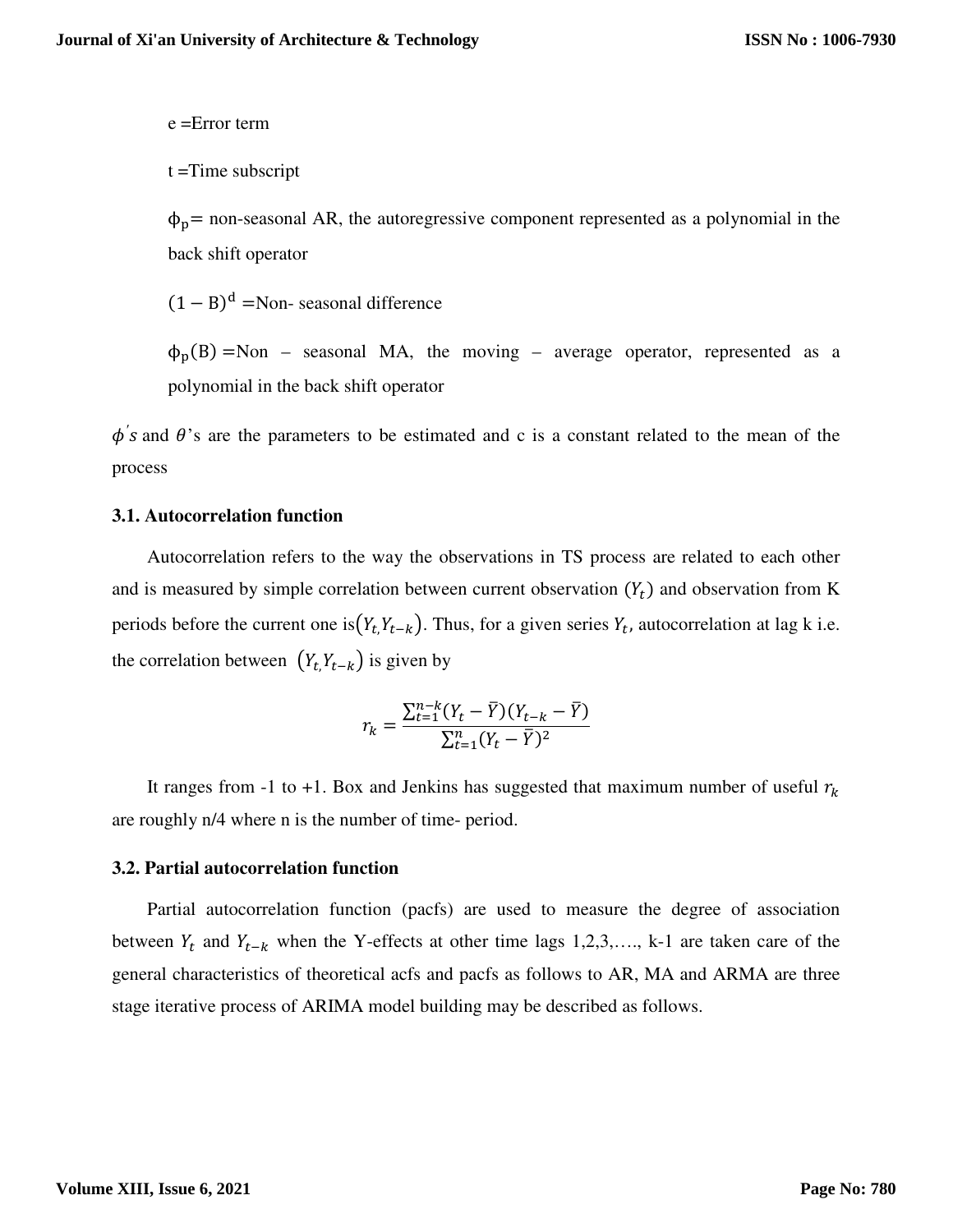e =Error term

t =Time subscript

$\phi_p$= non-seasonal AR, the autoregressive component represented as a polynomial in the back shift operator

$(1 - B)^d$ =Non- seasonal difference

$\phi_p(B)$ =Non – seasonal MA, the moving – average operator, represented as a polynomial in the back shift operator

$\phi's$ and $\theta$'s are the parameters to be estimated and c is a constant related to the mean of the process

### 3.1. Autocorrelation function

Autocorrelation refers to the way the observations in TS process are related to each other and is measured by simple correlation between current observation $(Y_t)$ and observation from K periods before the current one is$(Y_{t,}Y_{t-k})$. Thus, for a given series $Y_t$, autocorrelation at lag k i.e. the correlation between $(Y_{t,}Y_{t-k})$ is given by

$$r_k = \frac{\sum_{t=1}^{n-k}(Y_t - \bar{Y})(Y_{t-k} - \bar{Y})}{\sum_{t=1}^{n}(Y_t - \bar{Y})^2}$$

It ranges from -1 to +1. Box and Jenkins has suggested that maximum number of useful $r_k$ are roughly n/4 where n is the number of time- period.

### 3.2. Partial autocorrelation function

Partial autocorrelation function (pacfs) are used to measure the degree of association between $Y_t$ and $Y_{t-k}$ when the Y-effects at other time lags 1,2,3,…., k-1 are taken care of the general characteristics of theoretical acfs and pacfs as follows to AR, MA and ARMA are three stage iterative process of ARIMA model building may be described as follows.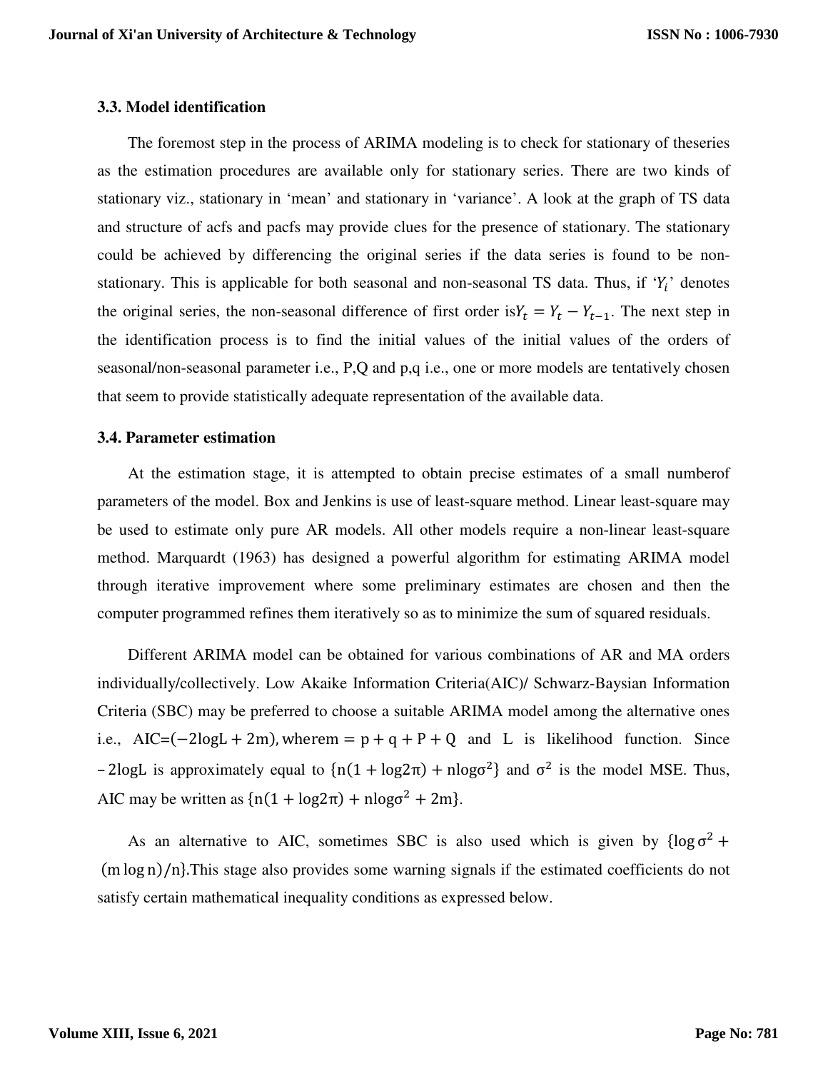### 3.3. Model identification

The foremost step in the process of ARIMA modeling is to check for stationary of theseries as the estimation procedures are available only for stationary series. There are two kinds of stationary viz., stationary in 'mean' and stationary in 'variance'. A look at the graph of TS data and structure of acfs and pacfs may provide clues for the presence of stationary. The stationary could be achieved by differencing the original series if the data series is found to be non-stationary. This is applicable for both seasonal and non-seasonal TS data. Thus, if '$Y_i$' denotes the original series, the non-seasonal difference of first order is$Y_t = Y_t - Y_{t-1}$. The next step in the identification process is to find the initial values of the initial values of the orders of seasonal/non-seasonal parameter i.e., P,Q and p,q i.e., one or more models are tentatively chosen that seem to provide statistically adequate representation of the available data.

### 3.4. Parameter estimation

At the estimation stage, it is attempted to obtain precise estimates of a small numberof parameters of the model. Box and Jenkins is use of least-square method. Linear least-square may be used to estimate only pure AR models. All other models require a non-linear least-square method. Marquardt (1963) has designed a powerful algorithm for estimating ARIMA model through iterative improvement where some preliminary estimates are chosen and then the computer programmed refines them iteratively so as to minimize the sum of squared residuals.

Different ARIMA model can be obtained for various combinations of AR and MA orders individually/collectively. Low Akaike Information Criteria(AIC)/ Schwarz-Baysian Information Criteria (SBC) may be preferred to choose a suitable ARIMA model among the alternative ones i.e., AIC=$(-2\log L + 2m)$, where$m = p + q + P + Q$ and L is likelihood function. Since $-2\log L$ is approximately equal to $\{n(1 + \log 2\pi) + n\log\sigma^2\}$ and $\sigma^2$ is the model MSE. Thus, AIC may be written as $\{n(1 + \log 2\pi) + n\log\sigma^2 + 2m\}$.

As an alternative to AIC, sometimes SBC is also used which is given by $\{\log\sigma^2 + (m\log n)/n\}$.This stage also provides some warning signals if the estimated coefficients do not satisfy certain mathematical inequality conditions as expressed below.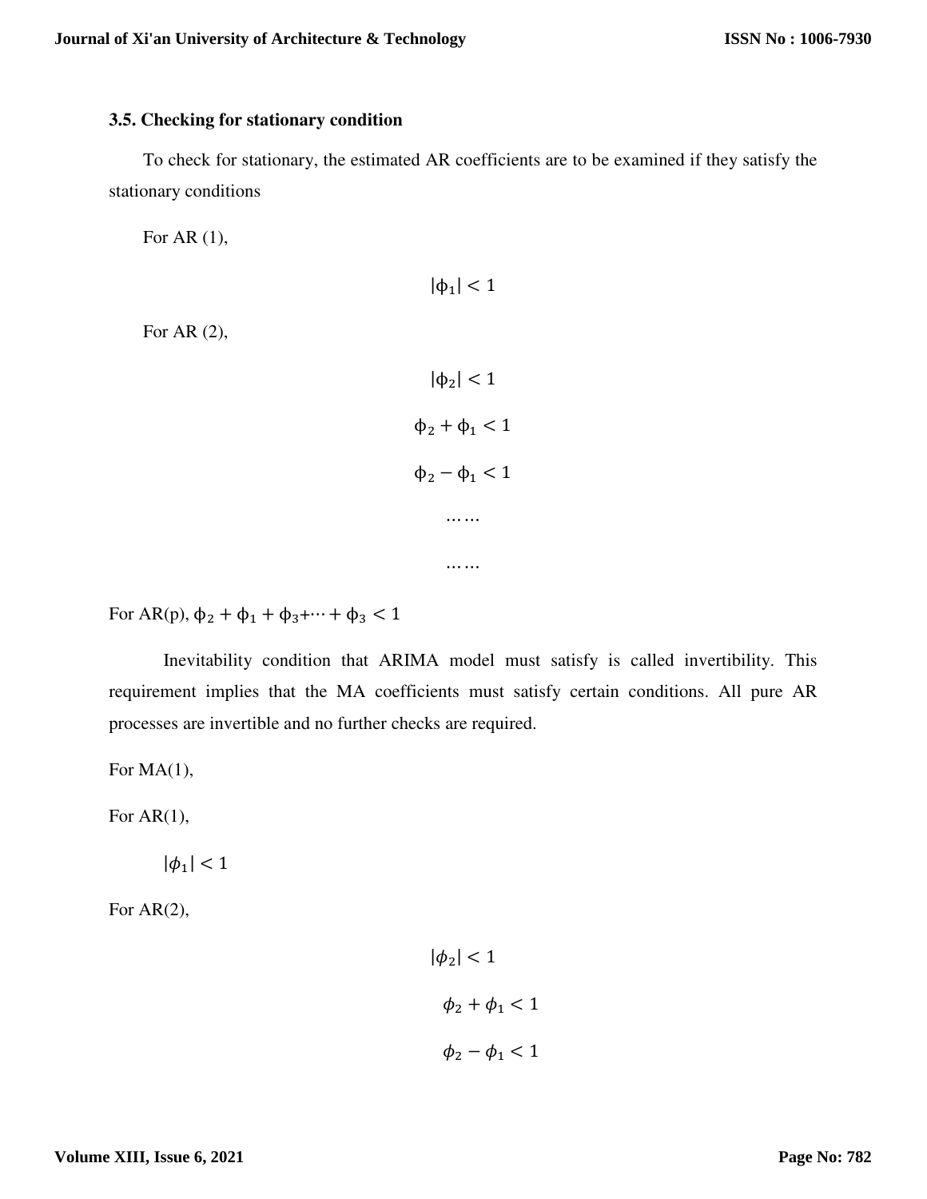### 3.5. Checking for stationary condition

To check for stationary, the estimated AR coefficients are to be examined if they satisfy the stationary conditions

For AR (1),

$$|\phi_1| < 1$$

For AR (2),

$$|\phi_2| < 1$$

$$\phi_2 + \phi_1 < 1$$

$$\phi_2 - \phi_1 < 1$$

$$\ldots\ldots$$

$$\ldots\ldots$$

For AR(p), $\phi_2 + \phi_1 + \phi_3 + \cdots + \phi_3 < 1$

Inevitability condition that ARIMA model must satisfy is called invertibility. This requirement implies that the MA coefficients must satisfy certain conditions. All pure AR processes are invertible and no further checks are required.

For MA(1),

For AR(1),

$$|\phi_1| < 1$$

For AR(2),

$$|\phi_2| < 1$$

$$\phi_2 + \phi_1 < 1$$

$$\phi_2 - \phi_1 < 1$$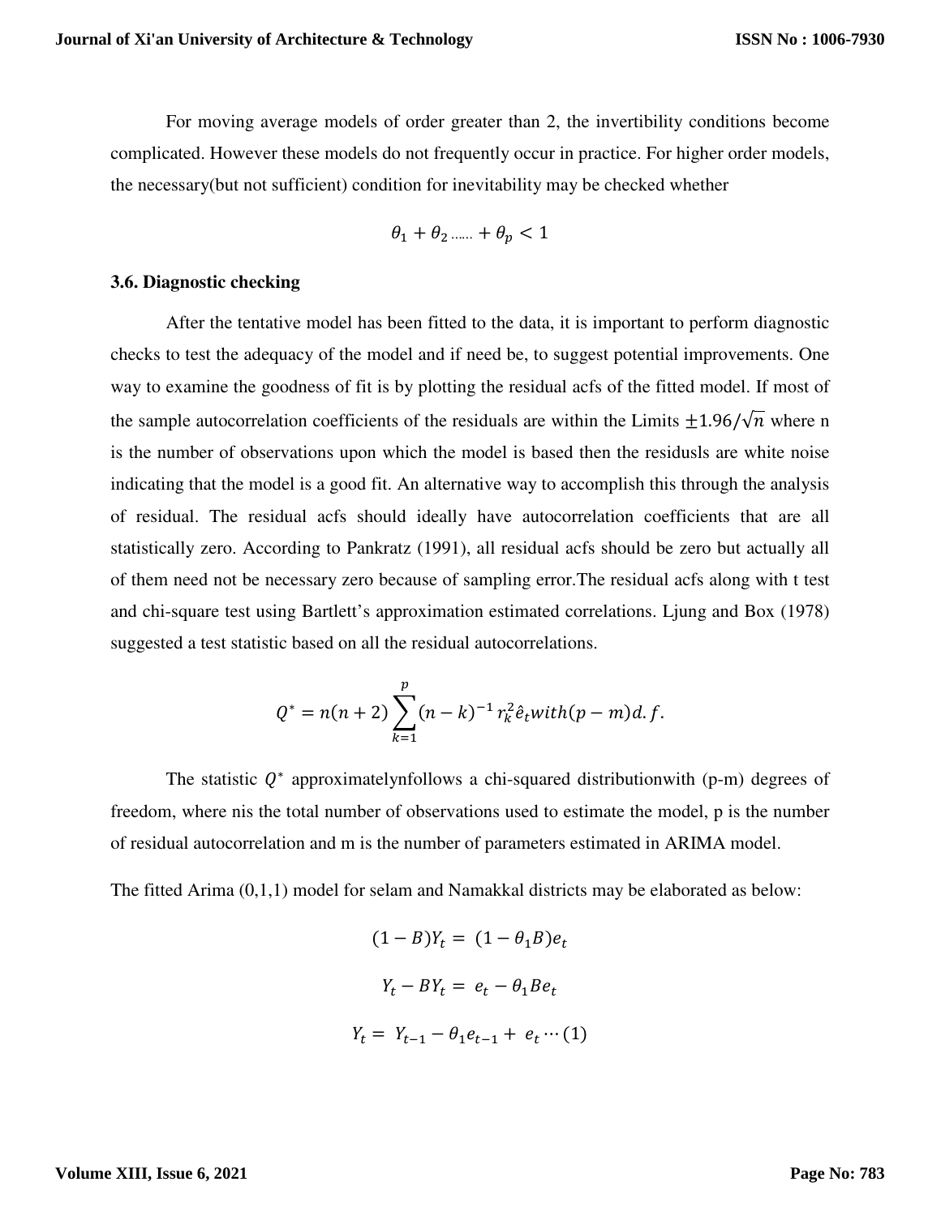For moving average models of order greater than 2, the invertibility conditions become complicated. However these models do not frequently occur in practice. For higher order models, the necessary(but not sufficient) condition for inevitability may be checked whether

$$\theta_1 + \theta_2 \ldots\ldots + \theta_p < 1$$

### 3.6. Diagnostic checking

After the tentative model has been fitted to the data, it is important to perform diagnostic checks to test the adequacy of the model and if need be, to suggest potential improvements. One way to examine the goodness of fit is by plotting the residual acfs of the fitted model. If most of the sample autocorrelation coefficients of the residuals are within the Limits $\pm 1.96/\sqrt{n}$ where n is the number of observations upon which the model is based then the residusls are white noise indicating that the model is a good fit. An alternative way to accomplish this through the analysis of residual. The residual acfs should ideally have autocorrelation coefficients that are all statistically zero. According to Pankratz (1991), all residual acfs should be zero but actually all of them need not be necessary zero because of sampling error.The residual acfs along with t test and chi-square test using Bartlett's approximation estimated correlations. Ljung and Box (1978) suggested a test statistic based on all the residual autocorrelations.

$$Q^* = n(n+2)\sum_{k=1}^{p}(n-k)^{-1}\, r_k^2 \hat{e}_t with (p-m) d.f.$$

The statistic $Q^*$ approximatelynfollows a chi-squared distributionwith (p-m) degrees of freedom, where nis the total number of observations used to estimate the model, p is the number of residual autocorrelation and m is the number of parameters estimated in ARIMA model.

The fitted Arima (0,1,1) model for selam and Namakkal districts may be elaborated as below:

$$(1-B)Y_t = (1-\theta_1 B)e_t$$

$$Y_t - BY_t = e_t - \theta_1 B e_t$$

$$Y_t = Y_{t-1} - \theta_1 e_{t-1} + e_t \cdots (1)$$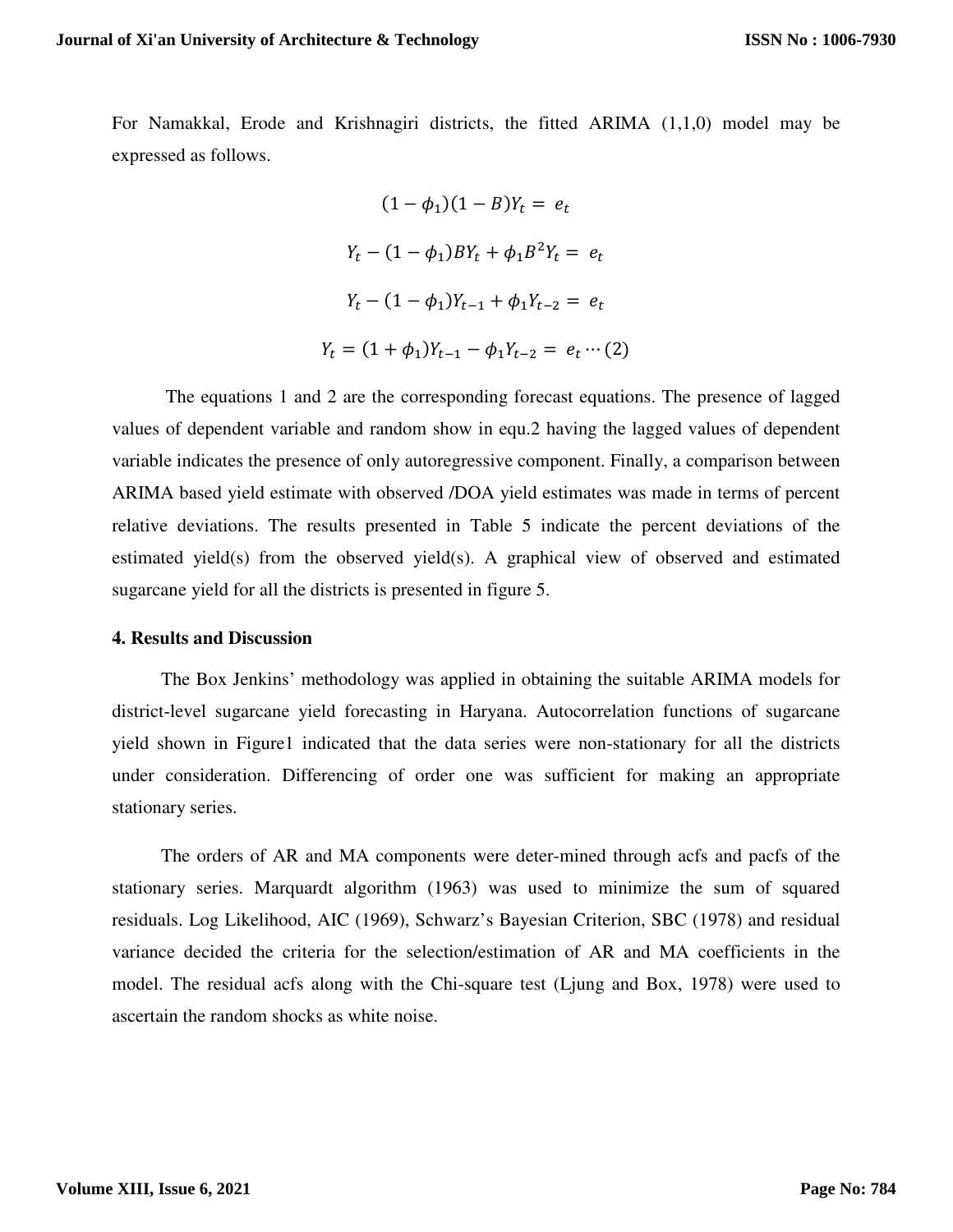For Namakkal, Erode and Krishnagiri districts, the fitted ARIMA (1,1,0) model may be expressed as follows.

$$(1 - \phi_1)(1 - B)Y_t = e_t$$

$$Y_t - (1 - \phi_1)BY_t + \phi_1 B^2 Y_t = e_t$$

$$Y_t - (1 - \phi_1)Y_{t-1} + \phi_1 Y_{t-2} = e_t$$

$$Y_t = (1 + \phi_1)Y_{t-1} - \phi_1 Y_{t-2} = e_t \cdots (2)$$

The equations 1 and 2 are the corresponding forecast equations. The presence of lagged values of dependent variable and random show in equ.2 having the lagged values of dependent variable indicates the presence of only autoregressive component. Finally, a comparison between ARIMA based yield estimate with observed /DOA yield estimates was made in terms of percent relative deviations. The results presented in Table 5 indicate the percent deviations of the estimated yield(s) from the observed yield(s). A graphical view of observed and estimated sugarcane yield for all the districts is presented in figure 5.

## 4. Results and Discussion

The Box Jenkins' methodology was applied in obtaining the suitable ARIMA models for district-level sugarcane yield forecasting in Haryana. Autocorrelation functions of sugarcane yield shown in Figure1 indicated that the data series were non-stationary for all the districts under consideration. Differencing of order one was sufficient for making an appropriate stationary series.

The orders of AR and MA components were deter-mined through acfs and pacfs of the stationary series. Marquardt algorithm (1963) was used to minimize the sum of squared residuals. Log Likelihood, AIC (1969), Schwarz's Bayesian Criterion, SBC (1978) and residual variance decided the criteria for the selection/estimation of AR and MA coefficients in the model. The residual acfs along with the Chi-square test (Ljung and Box, 1978) were used to ascertain the random shocks as white noise.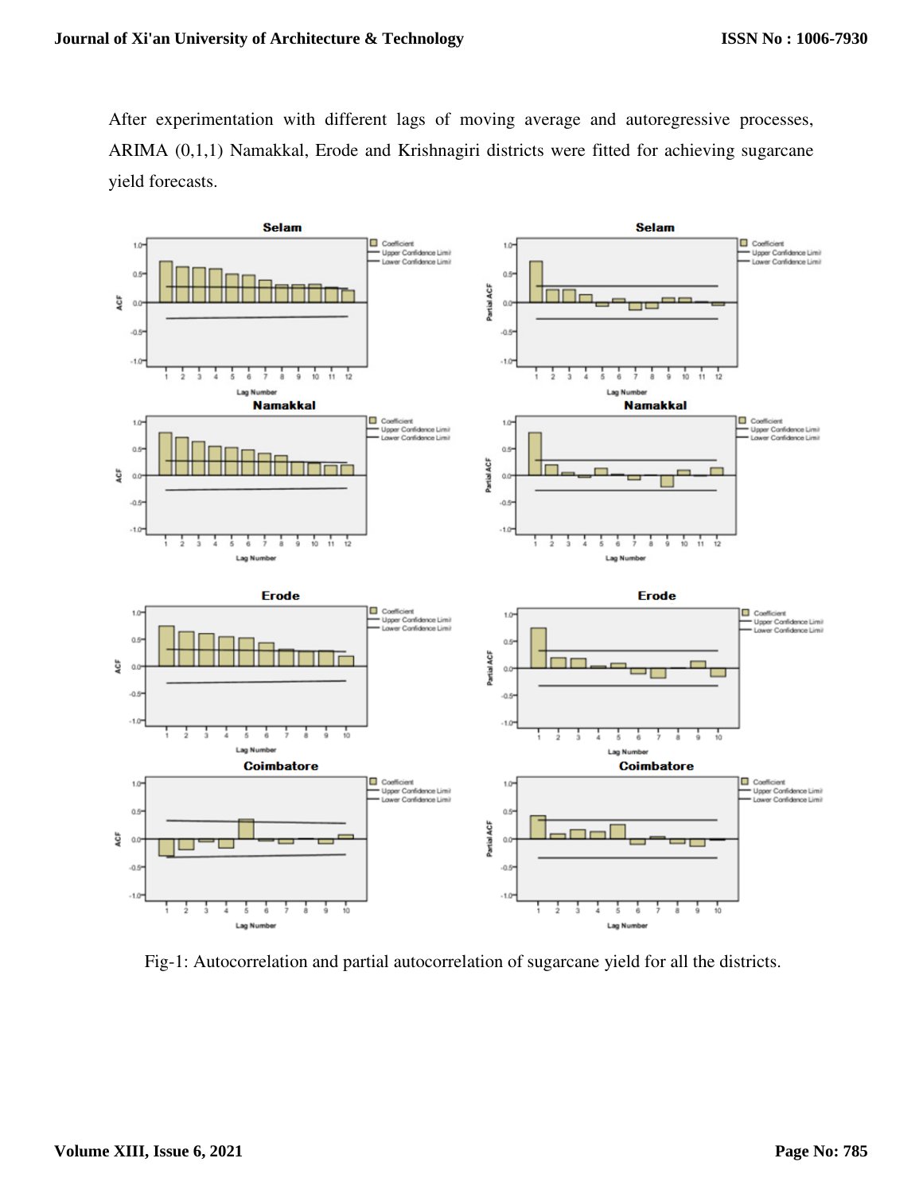After experimentation with different lags of moving average and autoregressive processes, ARIMA (0,1,1) Namakkal, Erode and Krishnagiri districts were fitted for achieving sugarcane yield forecasts.

Fig-1: Autocorrelation and partial autocorrelation of sugarcane yield for all the districts.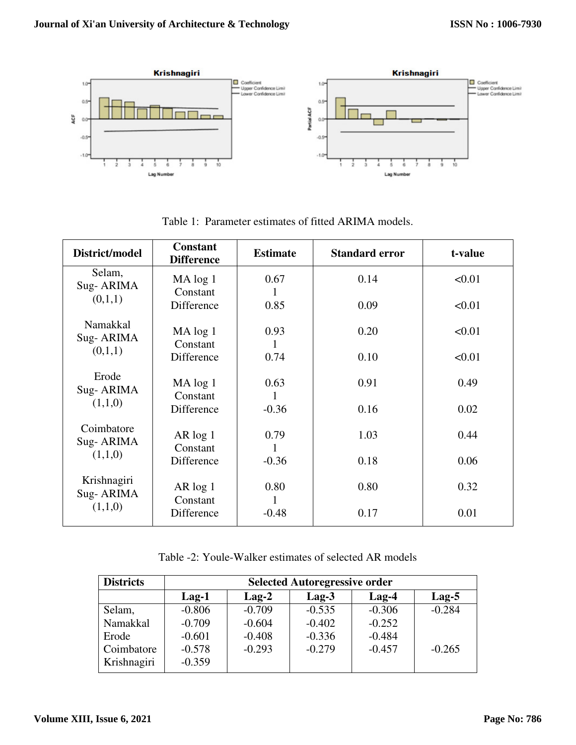Krishnagiri

Krishnagiri

Table 1: Parameter estimates of fitted ARIMA models.

| District/model | Constant Difference | Estimate | Standard error | t-value |
|---|---|---|---|---|
| Selam, Sug- ARIMA (0,1,1) | MA log 1<br>Constant<br>Difference | 0.67<br>1<br>0.85 | 0.14<br><br>0.09 | <0.01<br><br><0.01 |
| Namakkal Sug- ARIMA (0,1,1) | MA log 1<br>Constant<br>Difference | 0.93<br>1<br>0.74 | 0.20<br><br>0.10 | <0.01<br><br><0.01 |
| Erode Sug- ARIMA (1,1,0) | MA log 1<br>Constant<br>Difference | 0.63<br>1<br>-0.36 | 0.91<br><br>0.16 | 0.49<br><br>0.02 |
| Coimbatore Sug- ARIMA (1,1,0) | AR log 1<br>Constant<br>Difference | 0.79<br>1<br>-0.36 | 1.03<br><br>0.18 | 0.44<br><br>0.06 |
| Krishnagiri Sug- ARIMA (1,1,0) | AR log 1<br>Constant<br>Difference | 0.80<br>1<br>-0.48 | 0.80<br><br>0.17 | 0.32<br><br>0.01 |

Table -2: Youle-Walker estimates of selected AR models

| Districts | Selected Autoregressive order | | | | |
|---|---|---|---|---|---|
| | Lag-1 | Lag-2 | Lag-3 | Lag-4 | Lag-5 |
| Selam, | -0.806 | -0.709 | -0.535 | -0.306 | -0.284 |
| Namakkal | -0.709 | -0.604 | -0.402 | -0.252 | |
| Erode | -0.601 | -0.408 | -0.336 | -0.484 | |
| Coimbatore | -0.578 | -0.293 | -0.279 | -0.457 | -0.265 |
| Krishnagiri | -0.359 | | | | |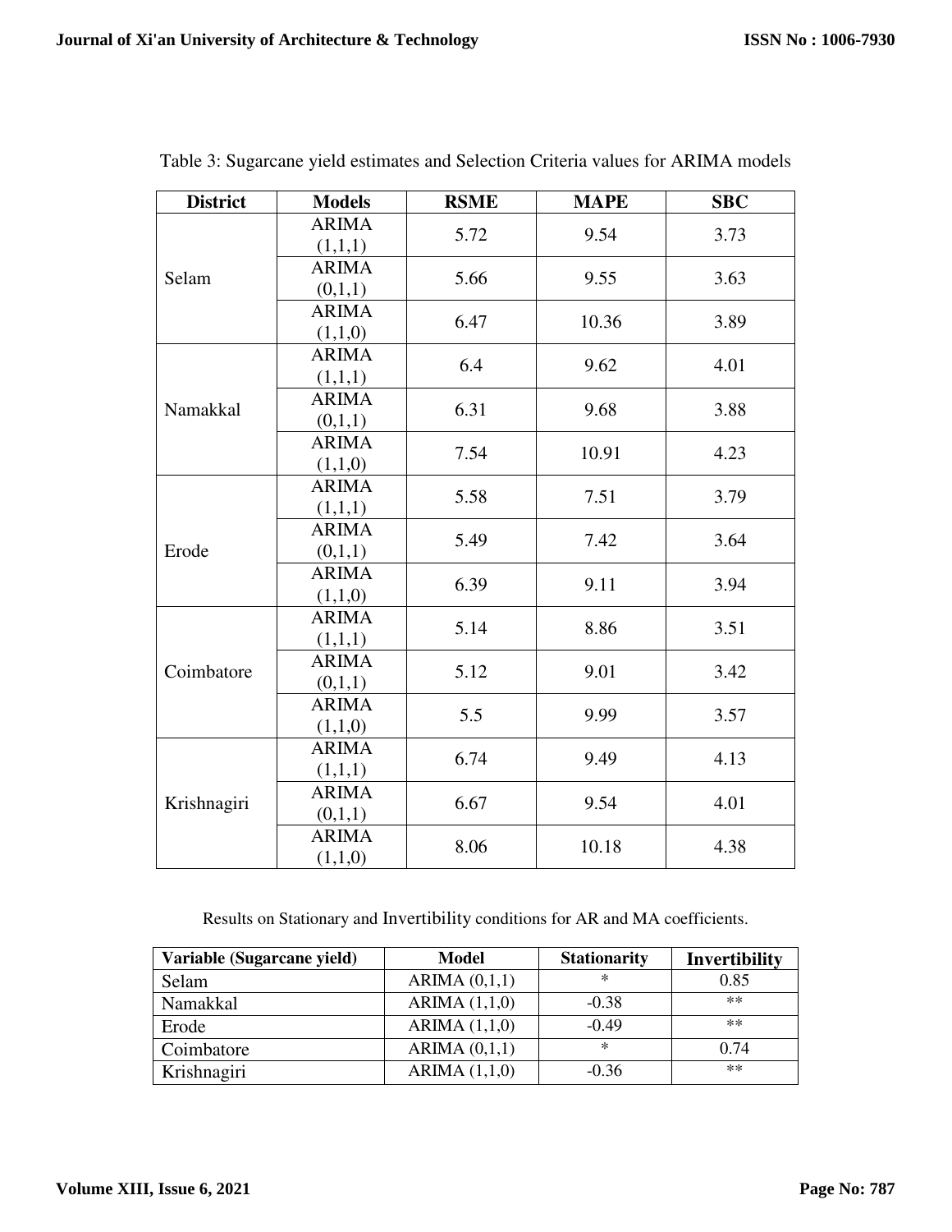Table 3: Sugarcane yield estimates and Selection Criteria values for ARIMA models

| District | Models | RSME | MAPE | SBC |
|---|---|---|---|---|
| Selam | ARIMA (1,1,1) | 5.72 | 9.54 | 3.73 |
| | ARIMA (0,1,1) | 5.66 | 9.55 | 3.63 |
| | ARIMA (1,1,0) | 6.47 | 10.36 | 3.89 |
| Namakkal | ARIMA (1,1,1) | 6.4 | 9.62 | 4.01 |
| | ARIMA (0,1,1) | 6.31 | 9.68 | 3.88 |
| | ARIMA (1,1,0) | 7.54 | 10.91 | 4.23 |
| Erode | ARIMA (1,1,1) | 5.58 | 7.51 | 3.79 |
| | ARIMA (0,1,1) | 5.49 | 7.42 | 3.64 |
| | ARIMA (1,1,0) | 6.39 | 9.11 | 3.94 |
| Coimbatore | ARIMA (1,1,1) | 5.14 | 8.86 | 3.51 |
| | ARIMA (0,1,1) | 5.12 | 9.01 | 3.42 |
| | ARIMA (1,1,0) | 5.5 | 9.99 | 3.57 |
| Krishnagiri | ARIMA (1,1,1) | 6.74 | 9.49 | 4.13 |
| | ARIMA (0,1,1) | 6.67 | 9.54 | 4.01 |
| | ARIMA (1,1,0) | 8.06 | 10.18 | 4.38 |

Results on Stationary and Invertibility conditions for AR and MA coefficients.

| Variable (Sugarcane yield) | Model | Stationarity | Invertibility |
|---|---|---|---|
| Selam | ARIMA (0,1,1) | * | 0.85 |
| Namakkal | ARIMA (1,1,0) | -0.38 | ** |
| Erode | ARIMA (1,1,0) | -0.49 | ** |
| Coimbatore | ARIMA (0,1,1) | * | 0.74 |
| Krishnagiri | ARIMA (1,1,0) | -0.36 | ** |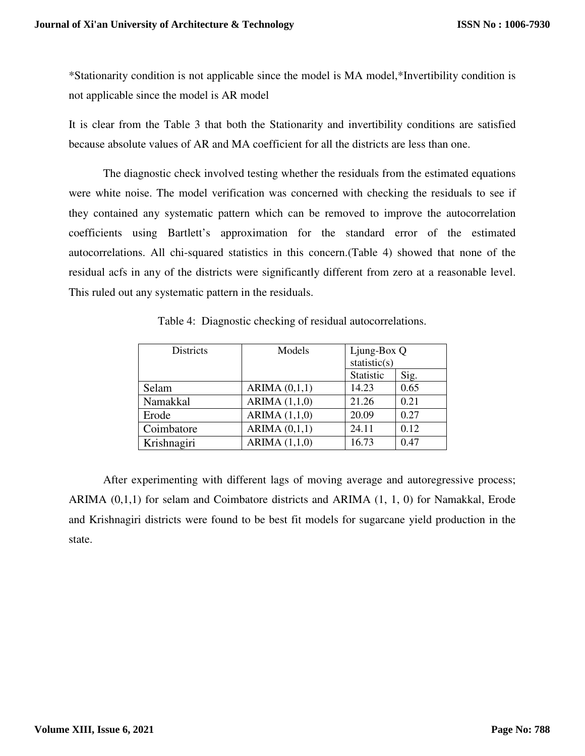*Stationarity condition is not applicable since the model is MA model,*Invertibility condition is not applicable since the model is AR model

It is clear from the Table 3 that both the Stationarity and invertibility conditions are satisfied because absolute values of AR and MA coefficient for all the districts are less than one.

The diagnostic check involved testing whether the residuals from the estimated equations were white noise. The model verification was concerned with checking the residuals to see if they contained any systematic pattern which can be removed to improve the autocorrelation coefficients using Bartlett's approximation for the standard error of the estimated autocorrelations. All chi-squared statistics in this concern.(Table 4) showed that none of the residual acfs in any of the districts were significantly different from zero at a reasonable level. This ruled out any systematic pattern in the residuals.

Table 4: Diagnostic checking of residual autocorrelations.

| Districts | Models | Ljung-Box Q statistic(s) | |
|---|---|---|---|
| | | Statistic | Sig. |
| Selam | ARIMA (0,1,1) | 14.23 | 0.65 |
| Namakkal | ARIMA (1,1,0) | 21.26 | 0.21 |
| Erode | ARIMA (1,1,0) | 20.09 | 0.27 |
| Coimbatore | ARIMA (0,1,1) | 24.11 | 0.12 |
| Krishnagiri | ARIMA (1,1,0) | 16.73 | 0.47 |

After experimenting with different lags of moving average and autoregressive process; ARIMA (0,1,1) for selam and Coimbatore districts and ARIMA (1, 1, 0) for Namakkal, Erode and Krishnagiri districts were found to be best fit models for sugarcane yield production in the state.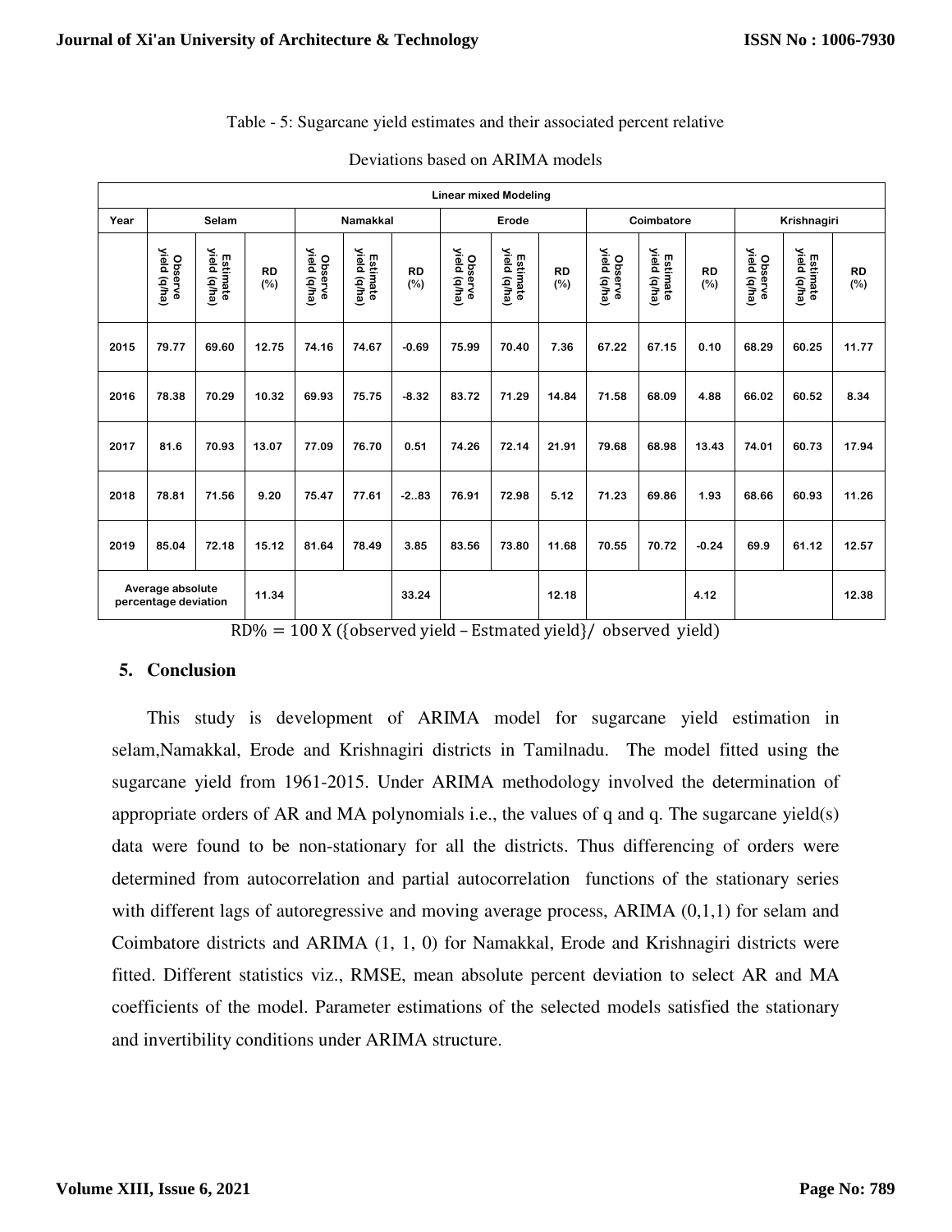Table - 5: Sugarcane yield estimates and their associated percent relative

Deviations based on ARIMA models

| Linear mixed Modeling | | | | | | | | | | | | | | | |
|---|---|---|---|---|---|---|---|---|---|---|---|---|---|---|---|
| Year | Selam | | | Namakkal | | | Erode | | | Coimbatore | | | Krishnagiri | | |
| | Observe yield (q/ha) | Estimate yield (q/ha) | RD (%) | Observe yield (q/ha) | Estimate yield (q/ha) | RD (%) | Observe yield (q/ha) | Estimate yield (q/ha) | RD (%) | Observe yield (q/ha) | Estimate yield (q/ha) | RD (%) | Observe yield (q/ha) | Estimate yield (q/ha) | RD (%) |
| 2015 | 79.77 | 69.60 | 12.75 | 74.16 | 74.67 | -0.69 | 75.99 | 70.40 | 7.36 | 67.22 | 67.15 | 0.10 | 68.29 | 60.25 | 11.77 |
| 2016 | 78.38 | 70.29 | 10.32 | 69.93 | 75.75 | -8.32 | 83.72 | 71.29 | 14.84 | 71.58 | 68.09 | 4.88 | 66.02 | 60.52 | 8.34 |
| 2017 | 81.6 | 70.93 | 13.07 | 77.09 | 76.70 | 0.51 | 74.26 | 72.14 | 21.91 | 79.68 | 68.98 | 13.43 | 74.01 | 60.73 | 17.94 |
| 2018 | 78.81 | 71.56 | 9.20 | 75.47 | 77.61 | -2..83 | 76.91 | 72.98 | 5.12 | 71.23 | 69.86 | 1.93 | 68.66 | 60.93 | 11.26 |
| 2019 | 85.04 | 72.18 | 15.12 | 81.64 | 78.49 | 3.85 | 83.56 | 73.80 | 11.68 | 70.55 | 70.72 | -0.24 | 69.9 | 61.12 | 12.57 |
| Average absolute percentage deviation | | | 11.34 | | | 33.24 | | | 12.18 | | | 4.12 | | | 12.38 |

$$RD\% = 100 \text{ X } (\{\text{observed yield} - \text{Estmated yield}\}/ \text{ observed yield})$$

## 5. Conclusion

This study is development of ARIMA model for sugarcane yield estimation in selam,Namakkal, Erode and Krishnagiri districts in Tamilnadu. The model fitted using the sugarcane yield from 1961-2015. Under ARIMA methodology involved the determination of appropriate orders of AR and MA polynomials i.e., the values of q and q. The sugarcane yield(s) data were found to be non-stationary for all the districts. Thus differencing of orders were determined from autocorrelation and partial autocorrelation functions of the stationary series with different lags of autoregressive and moving average process, ARIMA (0,1,1) for selam and Coimbatore districts and ARIMA (1, 1, 0) for Namakkal, Erode and Krishnagiri districts were fitted. Different statistics viz., RMSE, mean absolute percent deviation to select AR and MA coefficients of the model. Parameter estimations of the selected models satisfied the stationary and invertibility conditions under ARIMA structure.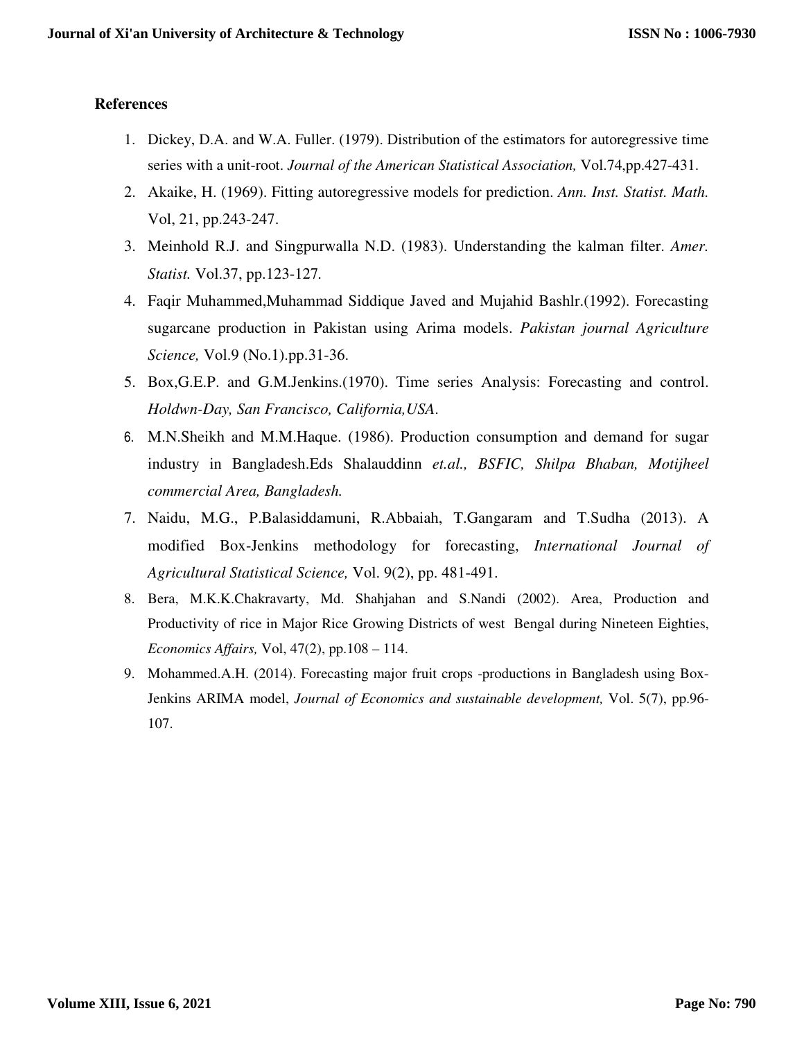## References

1. Dickey, D.A. and W.A. Fuller. (1979). Distribution of the estimators for autoregressive time series with a unit-root. *Journal of the American Statistical Association,* Vol.74,pp.427-431.
2. Akaike, H. (1969). Fitting autoregressive models for prediction. *Ann. Inst. Statist. Math.* Vol, 21, pp.243-247.
3. Meinhold R.J. and Singpurwalla N.D. (1983). Understanding the kalman filter. *Amer. Statist.* Vol.37, pp.123-127.
4. Faqir Muhammed,Muhammad Siddique Javed and Mujahid Bashlr.(1992). Forecasting sugarcane production in Pakistan using Arima models. *Pakistan journal Agriculture Science,* Vol.9 (No.1).pp.31-36.
5. Box,G.E.P. and G.M.Jenkins.(1970). Time series Analysis: Forecasting and control. *Holdwn-Day, San Francisco, California,USA*.
6. M.N.Sheikh and M.M.Haque. (1986). Production consumption and demand for sugar industry in Bangladesh.Eds Shalauddinn *et.al., BSFIC, Shilpa Bhaban, Motijheel commercial Area, Bangladesh.*
7. Naidu, M.G., P.Balasiddamuni, R.Abbaiah, T.Gangaram and T.Sudha (2013). A modified Box-Jenkins methodology for forecasting, *International Journal of Agricultural Statistical Science,* Vol. 9(2), pp. 481-491.
8. Bera, M.K.K.Chakravarty, Md. Shahjahan and S.Nandi (2002). Area, Production and Productivity of rice in Major Rice Growing Districts of west Bengal during Nineteen Eighties, *Economics Affairs,* Vol, 47(2), pp.108 – 114.
9. Mohammed.A.H. (2014). Forecasting major fruit crops -productions in Bangladesh using Box-Jenkins ARIMA model, *Journal of Economics and sustainable development,* Vol. 5(7), pp.96-107.